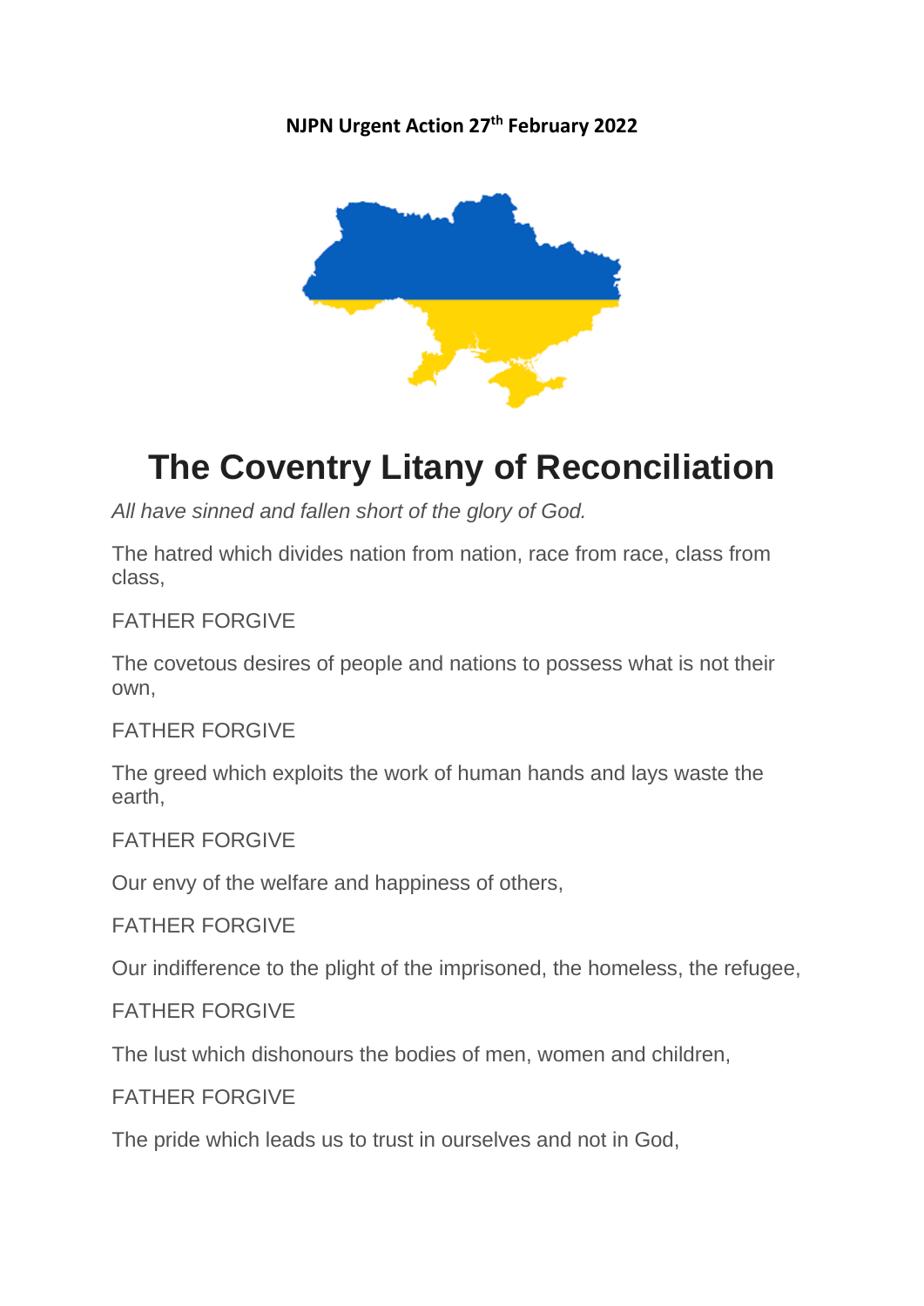**NJPN Urgent Action 27th February 2022**

# The Coventry Litany of Reconciliation

*All have sinned and fallen short of the glory of God.*

The hatred which divides nation from nation, race from race, class from class,

FATHER FORGIVE

The covetous desires of people and nations to possess what is not their own,

FATHER FORGIVE

The greed which exploits the work of human hands and lays waste the earth,

FATHER FORGIVE

Our envy of the welfare and happiness of others,

FATHER FORGIVE

Our indifference to the plight of the imprisoned, the homeless, the refugee,

FATHER FORGIVE

The lust which dishonours the bodies of men, women and children,

FATHER FORGIVE

The pride which leads us to trust in ourselves and not in God,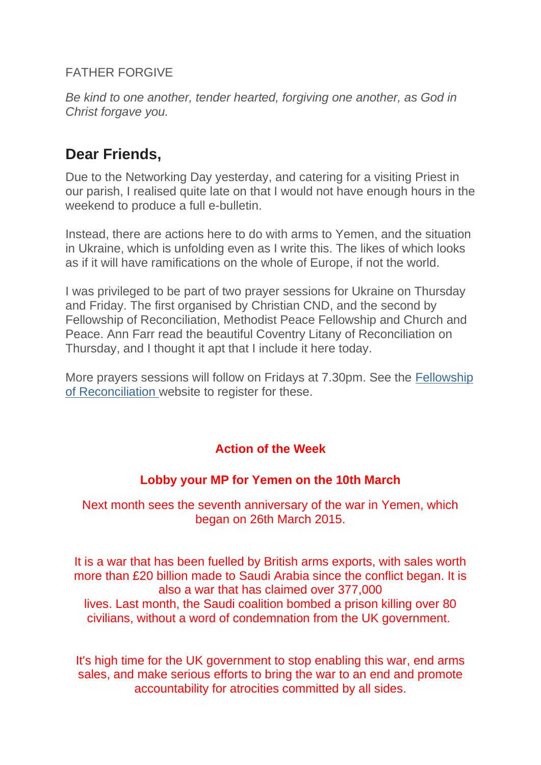FATHER FORGIVE

*Be kind to one another, tender hearted, forgiving one another, as God in Christ forgave you.*

## Dear Friends,

Due to the Networking Day yesterday, and catering for a visiting Priest in our parish, I realised quite late on that I would not have enough hours in the weekend to produce a full e-bulletin.

Instead, there are actions here to do with arms to Yemen, and the situation in Ukraine, which is unfolding even as I write this. The likes of which looks as if it will have ramifications on the whole of Europe, if not the world.

I was privileged to be part of two prayer sessions for Ukraine on Thursday and Friday. The first organised by Christian CND, and the second by Fellowship of Reconciliation, Methodist Peace Fellowship and Church and Peace. Ann Farr read the beautiful Coventry Litany of Reconciliation on Thursday, and I thought it apt that I include it here today.

More prayers sessions will follow on Fridays at 7.30pm. See the Fellowship of Reconciliation website to register for these.

**Action of the Week**

**Lobby your MP for Yemen on the 10th March**

Next month sees the seventh anniversary of the war in Yemen, which began on 26th March 2015.

It is a war that has been fuelled by British arms exports, with sales worth more than £20 billion made to Saudi Arabia since the conflict began. It is also a war that has claimed over 377,000 lives. Last month, the Saudi coalition bombed a prison killing over 80 civilians, without a word of condemnation from the UK government.

It's high time for the UK government to stop enabling this war, end arms sales, and make serious efforts to bring the war to an end and promote accountability for atrocities committed by all sides.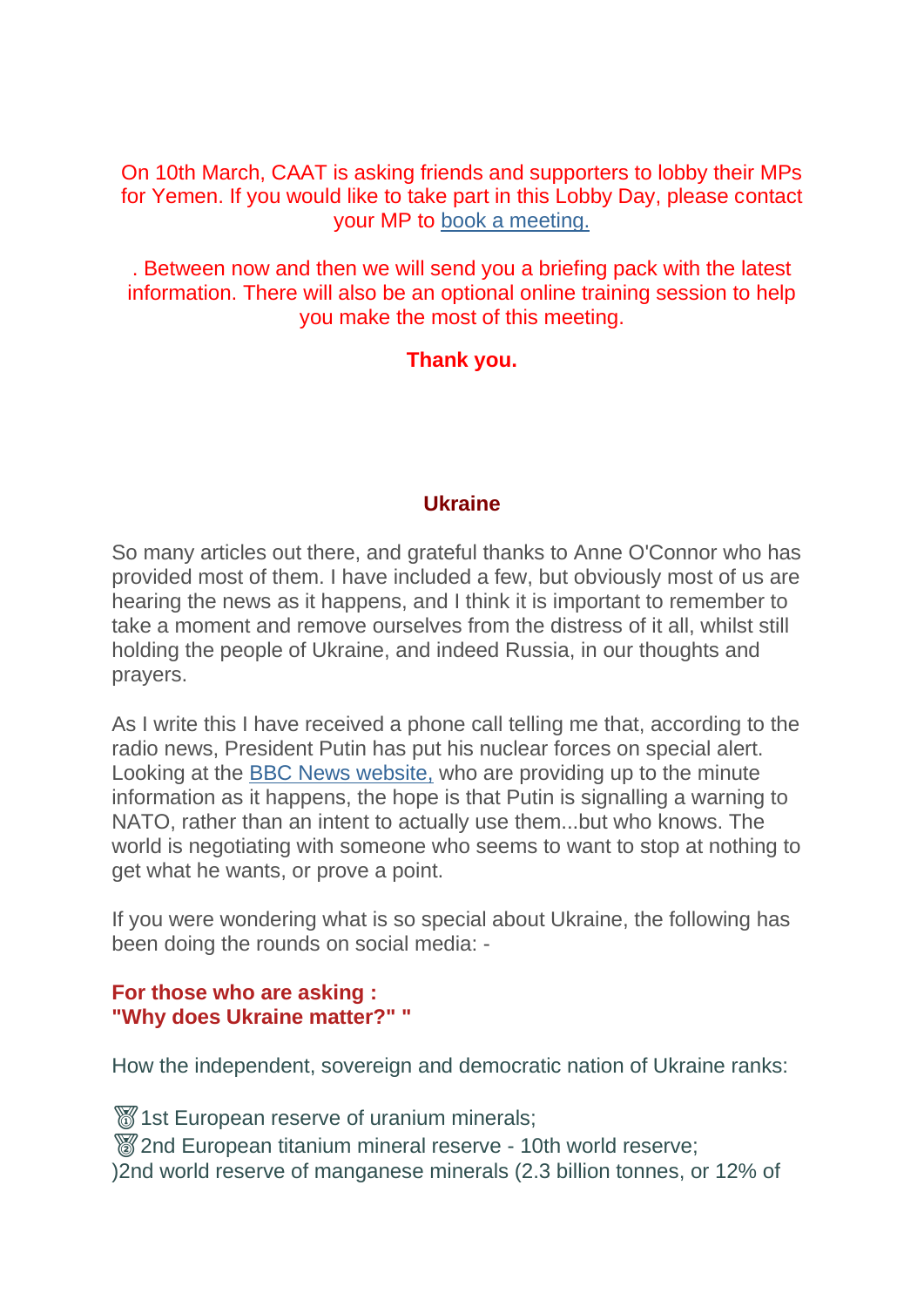On 10th March, CAAT is asking friends and supporters to lobby their MPs for Yemen. If you would like to take part in this Lobby Day, please contact your MP to [book a meeting.]

. Between now and then we will send you a briefing pack with the latest information. There will also be an optional online training session to help you make the most of this meeting.

**Thank you.**

## Ukraine

So many articles out there, and grateful thanks to Anne O'Connor who has provided most of them. I have included a few, but obviously most of us are hearing the news as it happens, and I think it is important to remember to take a moment and remove ourselves from the distress of it all, whilst still holding the people of Ukraine, and indeed Russia, in our thoughts and prayers.

As I write this I have received a phone call telling me that, according to the radio news, President Putin has put his nuclear forces on special alert. Looking at the [BBC News website,] who are providing up to the minute information as it happens, the hope is that Putin is signalling a warning to NATO, rather than an intent to actually use them...but who knows. The world is negotiating with someone who seems to want to stop at nothing to get what he wants, or prove a point.

If you were wondering what is so special about Ukraine, the following has been doing the rounds on social media: -

**For those who are asking :**
**"Why does Ukraine matter?" "**

How the independent, sovereign and democratic nation of Ukraine ranks:

🥇1st European reserve of uranium minerals;
🥈2nd European titanium mineral reserve - 10th world reserve;
)2nd world reserve of manganese minerals (2.3 billion tonnes, or 12% of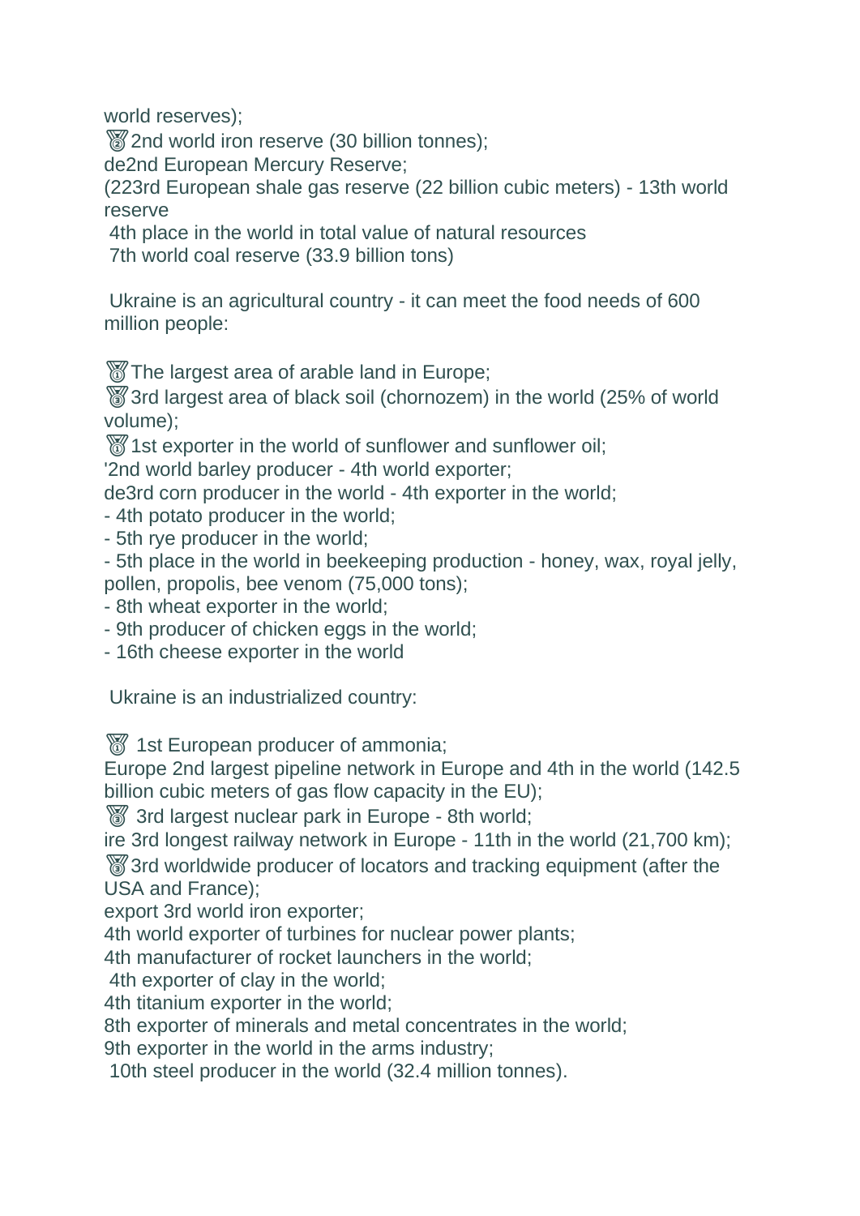world reserves);
🥈2nd world iron reserve (30 billion tonnes);
de2nd European Mercury Reserve;
(223rd European shale gas reserve (22 billion cubic meters) - 13th world reserve
4th place in the world in total value of natural resources
7th world coal reserve (33.9 billion tons)

Ukraine is an agricultural country - it can meet the food needs of 600 million people:

🥇The largest area of arable land in Europe;
🥉3rd largest area of black soil (chornozem) in the world (25% of world volume);
🥇1st exporter in the world of sunflower and sunflower oil;
'2nd world barley producer - 4th world exporter;
de3rd corn producer in the world - 4th exporter in the world;
- 4th potato producer in the world;
- 5th rye producer in the world;
- 5th place in the world in beekeeping production - honey, wax, royal jelly, pollen, propolis, bee venom (75,000 tons);
- 8th wheat exporter in the world;
- 9th producer of chicken eggs in the world;
- 16th cheese exporter in the world

Ukraine is an industrialized country:

🥇 1st European producer of ammonia;
Europe 2nd largest pipeline network in Europe and 4th in the world (142.5 billion cubic meters of gas flow capacity in the EU);
🥉 3rd largest nuclear park in Europe - 8th world;
ire 3rd longest railway network in Europe - 11th in the world (21,700 km);
🥉3rd worldwide producer of locators and tracking equipment (after the USA and France);
export 3rd world iron exporter;
4th world exporter of turbines for nuclear power plants;
4th manufacturer of rocket launchers in the world;
4th exporter of clay in the world;
4th titanium exporter in the world;
8th exporter of minerals and metal concentrates in the world;
9th exporter in the world in the arms industry;
10th steel producer in the world (32.4 million tonnes).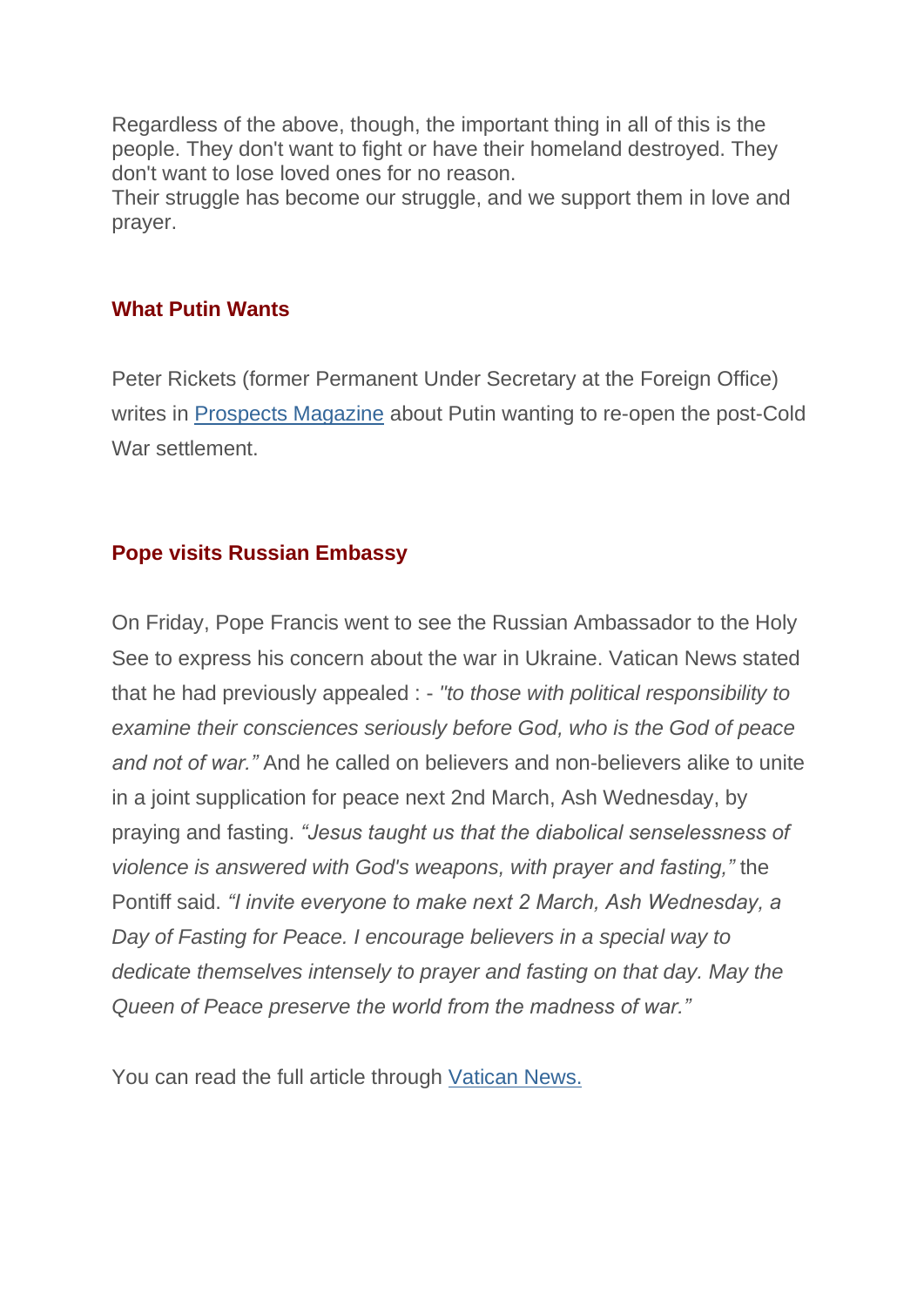Regardless of the above, though, the important thing in all of this is the people. They don't want to fight or have their homeland destroyed. They don't want to lose loved ones for no reason.
Their struggle has become our struggle, and we support them in love and prayer.

### What Putin Wants

Peter Rickets (former Permanent Under Secretary at the Foreign Office) writes in Prospects Magazine about Putin wanting to re-open the post-Cold War settlement.

### Pope visits Russian Embassy

On Friday, Pope Francis went to see the Russian Ambassador to the Holy See to express his concern about the war in Ukraine. Vatican News stated that he had previously appealed : - *"to those with political responsibility to examine their consciences seriously before God, who is the God of peace and not of war."* And he called on believers and non-believers alike to unite in a joint supplication for peace next 2nd March, Ash Wednesday, by praying and fasting. *"Jesus taught us that the diabolical senselessness of violence is answered with God's weapons, with prayer and fasting,"* the Pontiff said. *"I invite everyone to make next 2 March, Ash Wednesday, a Day of Fasting for Peace. I encourage believers in a special way to dedicate themselves intensely to prayer and fasting on that day. May the Queen of Peace preserve the world from the madness of war."*

You can read the full article through Vatican News.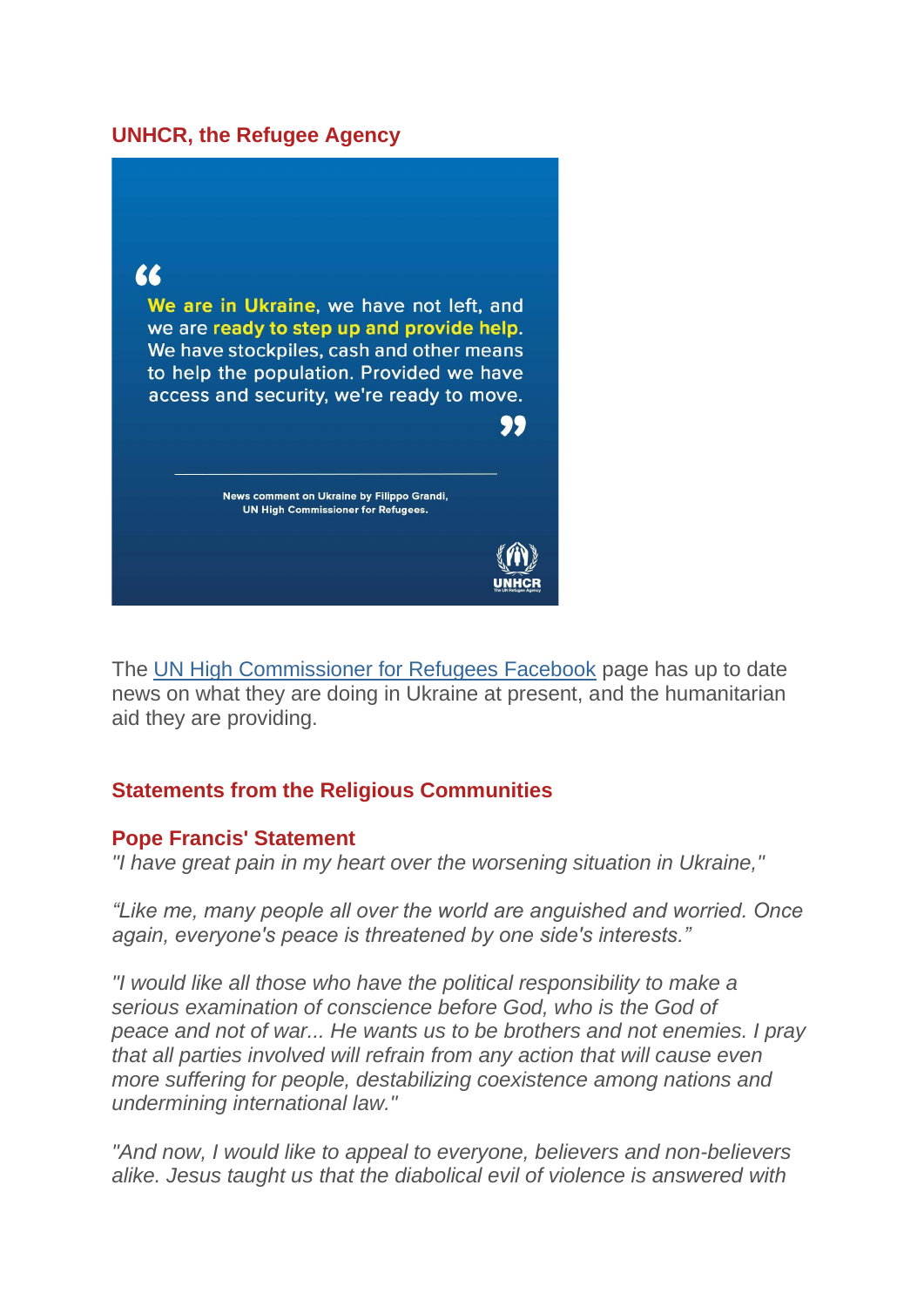## UNHCR, the Refugee Agency

"We are in Ukraine, we have not left, and we are ready to step up and provide help. We have stockpiles, cash and other means to help the population. Provided we have access and security, we're ready to move."

News comment on Ukraine by Filippo Grandi, UN High Commissioner for Refugees.

UNHCR

The UN High Commissioner for Refugees Facebook page has up to date news on what they are doing in Ukraine at present, and the humanitarian aid they are providing.

## Statements from the Religious Communities

### Pope Francis' Statement

*"I have great pain in my heart over the worsening situation in Ukraine,"*

*“Like me, many people all over the world are anguished and worried. Once again, everyone's peace is threatened by one side's interests.”*

*"I would like all those who have the political responsibility to make a serious examination of conscience before God, who is the God of peace and not of war... He wants us to be brothers and not enemies. I pray that all parties involved will refrain from any action that will cause even more suffering for people, destabilizing coexistence among nations and undermining international law."*

*"And now, I would like to appeal to everyone, believers and non-believers alike. Jesus taught us that the diabolical evil of violence is answered with*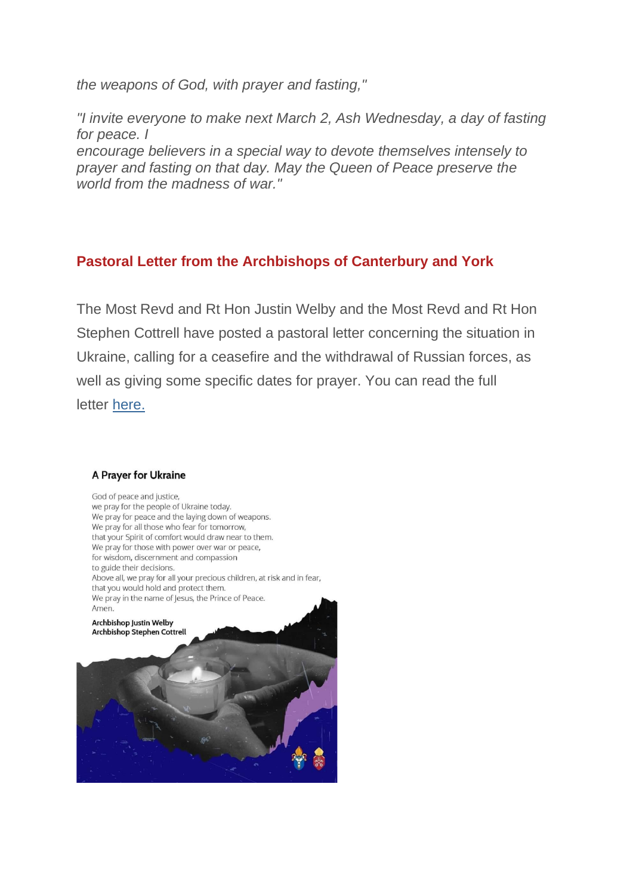*the weapons of God, with prayer and fasting,"*

*"I invite everyone to make next March 2, Ash Wednesday, a day of fasting for peace. I encourage believers in a special way to devote themselves intensely to prayer and fasting on that day. May the Queen of Peace preserve the world from the madness of war."*

## Pastoral Letter from the Archbishops of Canterbury and York

The Most Revd and Rt Hon Justin Welby and the Most Revd and Rt Hon Stephen Cottrell have posted a pastoral letter concerning the situation in Ukraine, calling for a ceasefire and the withdrawal of Russian forces, as well as giving some specific dates for prayer. You can read the full letter [here.]()

**A Prayer for Ukraine**

God of peace and justice,
we pray for the people of Ukraine today.
We pray for peace and the laying down of weapons.
We pray for all those who fear for tomorrow,
that your Spirit of comfort would draw near to them.
We pray for those with power over war or peace,
for wisdom, discernment and compassion
to guide their decisions.
Above all, we pray for all your precious children, at risk and in fear,
that you would hold and protect them.
We pray in the name of Jesus, the Prince of Peace.
Amen.

**Archbishop Justin Welby**
**Archbishop Stephen Cottrell**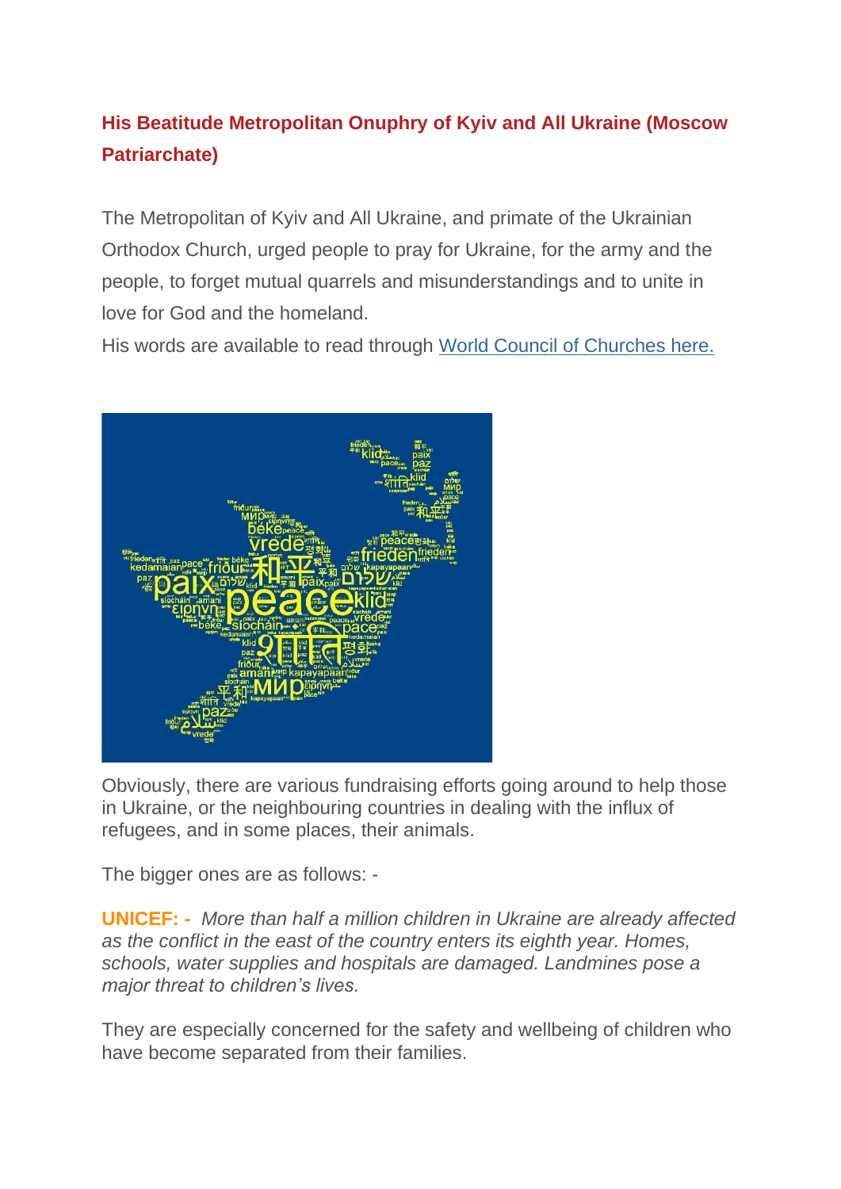**His Beatitude Metropolitan Onuphry of Kyiv and All Ukraine (Moscow Patriarchate)**

The Metropolitan of Kyiv and All Ukraine, and primate of the Ukrainian Orthodox Church, urged people to pray for Ukraine, for the army and the people, to forget mutual quarrels and misunderstandings and to unite in love for God and the homeland.

His words are available to read through [World Council of Churches here.]()

Obviously, there are various fundraising efforts going around to help those in Ukraine, or the neighbouring countries in dealing with the influx of refugees, and in some places, their animals.

The bigger ones are as follows: -

**UNICEF: -** *More than half a million children in Ukraine are already affected as the conflict in the east of the country enters its eighth year. Homes, schools, water supplies and hospitals are damaged. Landmines pose a major threat to children's lives.*

They are especially concerned for the safety and wellbeing of children who have become separated from their families.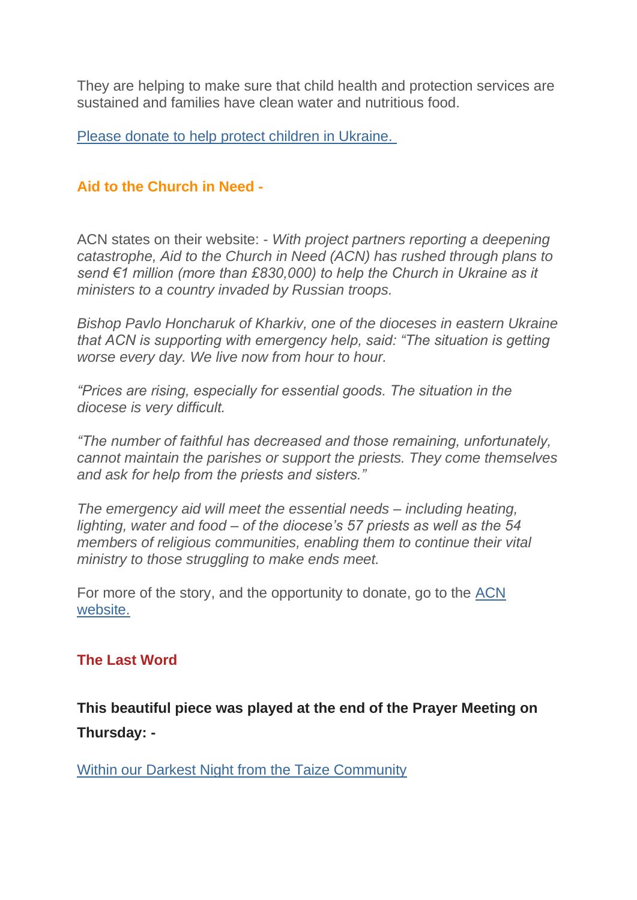They are helping to make sure that child health and protection services are sustained and families have clean water and nutritious food.

[Please donate to help protect children in Ukraine.]

### Aid to the Church in Need -

ACN states on their website: - *With project partners reporting a deepening catastrophe, Aid to the Church in Need (ACN) has rushed through plans to send €1 million (more than £830,000) to help the Church in Ukraine as it ministers to a country invaded by Russian troops.*

*Bishop Pavlo Honcharuk of Kharkiv, one of the dioceses in eastern Ukraine that ACN is supporting with emergency help, said: "The situation is getting worse every day. We live now from hour to hour.*

*"Prices are rising, especially for essential goods. The situation in the diocese is very difficult.*

*"The number of faithful has decreased and those remaining, unfortunately, cannot maintain the parishes or support the priests. They come themselves and ask for help from the priests and sisters."*

*The emergency aid will meet the essential needs – including heating, lighting, water and food – of the diocese's 57 priests as well as the 54 members of religious communities, enabling them to continue their vital ministry to those struggling to make ends meet.*

For more of the story, and the opportunity to donate, go to the [ACN website.]

### The Last Word

**This beautiful piece was played at the end of the Prayer Meeting on Thursday: -**

[Within our Darkest Night from the Taize Community]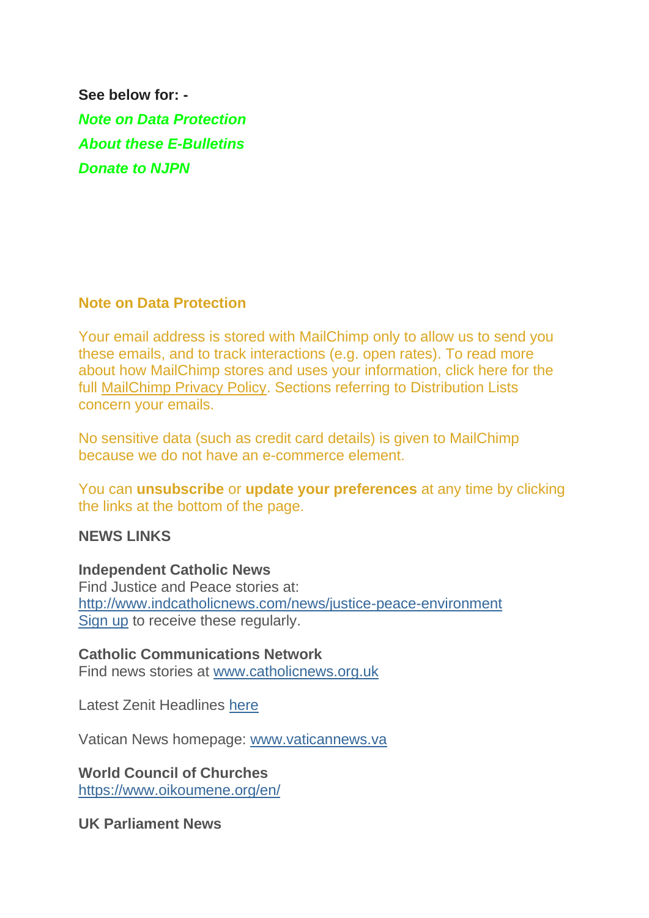**See below for: -**

***Note on Data Protection***

***About these E-Bulletins***

***Donate to NJPN***

## Note on Data Protection

Your email address is stored with MailChimp only to allow us to send you these emails, and to track interactions (e.g. open rates). To read more about how MailChimp stores and uses your information, click here for the full MailChimp Privacy Policy. Sections referring to Distribution Lists concern your emails.

No sensitive data (such as credit card details) is given to MailChimp because we do not have an e-commerce element.

You can **unsubscribe** or **update your preferences** at any time by clicking the links at the bottom of the page.

## NEWS LINKS

**Independent Catholic News**
Find Justice and Peace stories at:
http://www.indcatholicnews.com/news/justice-peace-environment
Sign up to receive these regularly.

**Catholic Communications Network**
Find news stories at www.catholicnews.org.uk

Latest Zenit Headlines here

Vatican News homepage: www.vaticannews.va

**World Council of Churches**
https://www.oikoumene.org/en/

**UK Parliament News**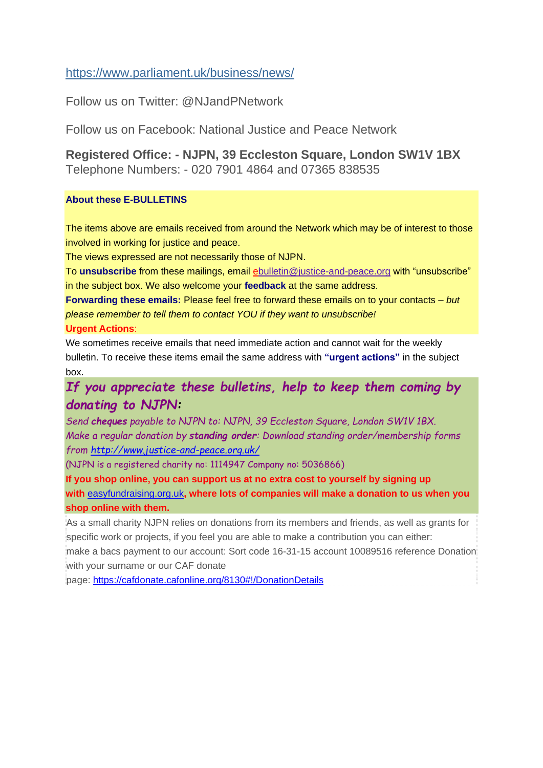https://www.parliament.uk/business/news/

Follow us on Twitter: @NJandPNetwork

Follow us on Facebook: National Justice and Peace Network

**Registered Office: - NJPN, 39 Eccleston Square, London SW1V 1BX**
Telephone Numbers: - 020 7901 4864 and 07365 838535

**About these E-BULLETINS**

The items above are emails received from around the Network which may be of interest to those involved in working for justice and peace.
The views expressed are not necessarily those of NJPN.
To **unsubscribe** from these mailings, email ebulletin@justice-and-peace.org with "unsubscribe" in the subject box. We also welcome your **feedback** at the same address.
**Forwarding these emails:** Please feel free to forward these emails on to your contacts – *but please remember to tell them to contact YOU if they want to unsubscribe!*
**Urgent Actions**:
We sometimes receive emails that need immediate action and cannot wait for the weekly bulletin. To receive these items email the same address with **"urgent actions"** in the subject box.

***If you appreciate these bulletins, help to keep them coming by donating to NJPN:***

*Send **cheques** payable to NJPN to: NJPN, 39 Eccleston Square, London SW1V 1BX.*
*Make a regular donation by **standing order**: Download standing order/membership forms from http://www.justice-and-peace.org.uk/*
(NJPN is a registered charity no: 1114947 Company no: 5036866)
**If you shop online, you can support us at no extra cost to yourself by signing up with easyfundraising.org.uk, where lots of companies will make a donation to us when you shop online with them.**

As a small charity NJPN relies on donations from its members and friends, as well as grants for specific work or projects, if you feel you are able to make a contribution you can either:
make a bacs payment to our account: Sort code 16-31-15 account 10089516 reference Donation with your surname or our CAF donate page: https://cafdonate.cafonline.org/8130#!/DonationDetails